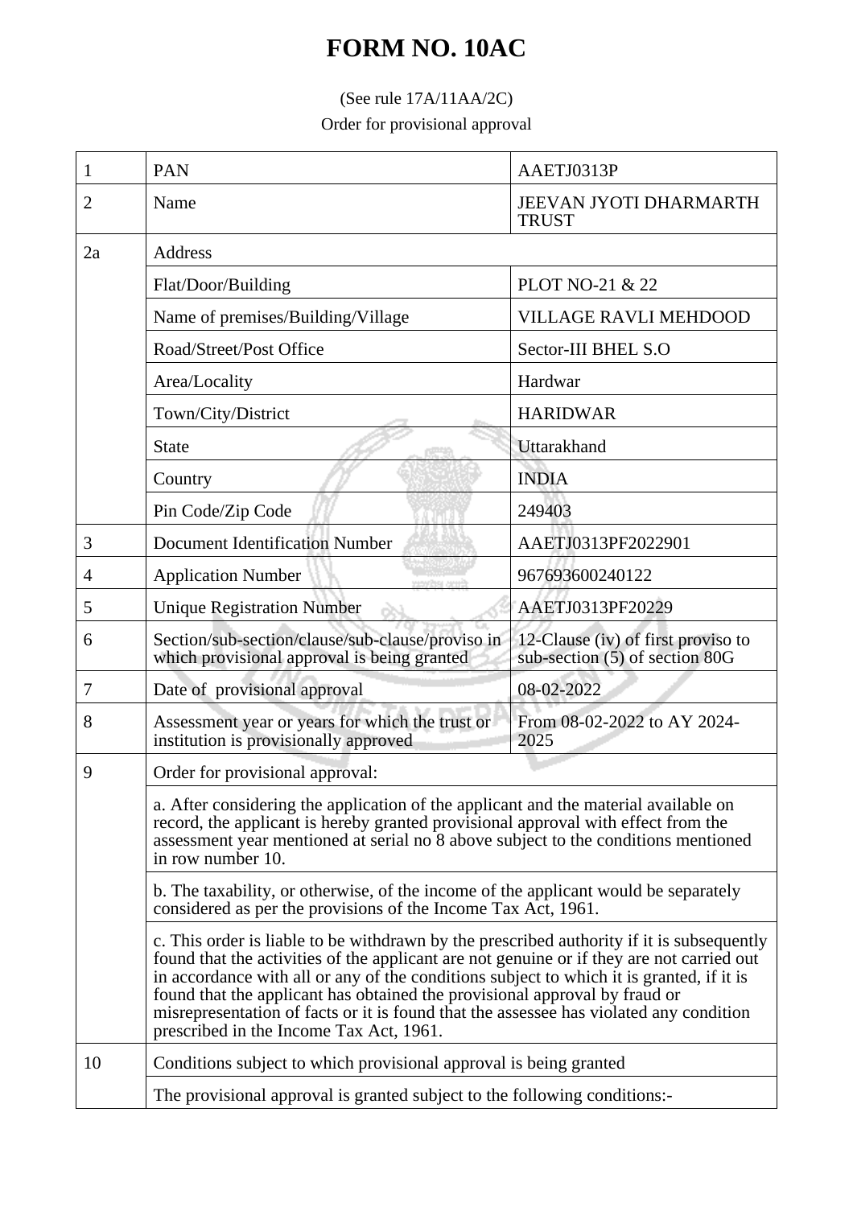# FORM NO. 10AC

(See rule 17A/11AA/2C)

Order for provisional approval

| | | |
|---|---|---|
| 1 | PAN | AAETJ0313P |
| 2 | Name | JEEVAN JYOTI DHARMARTH TRUST |
| 2a | Address | |
| | Flat/Door/Building | PLOT NO-21 & 22 |
| | Name of premises/Building/Village | VILLAGE RAVLI MEHDOOD |
| | Road/Street/Post Office | Sector-III BHEL S.O |
| | Area/Locality | Hardwar |
| | Town/City/District | HARIDWAR |
| | State | Uttarakhand |
| | Country | INDIA |
| | Pin Code/Zip Code | 249403 |
| 3 | Document Identification Number | AAETJ0313PF2022901 |
| 4 | Application Number | 967693600240122 |
| 5 | Unique Registration Number | AAETJ0313PF20229 |
| 6 | Section/sub-section/clause/sub-clause/proviso in which provisional approval is being granted | 12-Clause (iv) of first proviso to sub-section (5) of section 80G |
| 7 | Date of provisional approval | 08-02-2022 |
| 8 | Assessment year or years for which the trust or institution is provisionally approved | From 08-02-2022 to AY 2024-2025 |
| 9 | Order for provisional approval: | |
| | a. After considering the application of the applicant and the material available on record, the applicant is hereby granted provisional approval with effect from the assessment year mentioned at serial no 8 above subject to the conditions mentioned in row number 10. | |
| | b. The taxability, or otherwise, of the income of the applicant would be separately considered as per the provisions of the Income Tax Act, 1961. | |
| | c. This order is liable to be withdrawn by the prescribed authority if it is subsequently found that the activities of the applicant are not genuine or if they are not carried out in accordance with all or any of the conditions subject to which it is granted, if it is found that the applicant has obtained the provisional approval by fraud or misrepresentation of facts or it is found that the assessee has violated any condition prescribed in the Income Tax Act, 1961. | |
| 10 | Conditions subject to which provisional approval is being granted | |
| | The provisional approval is granted subject to the following conditions:- | |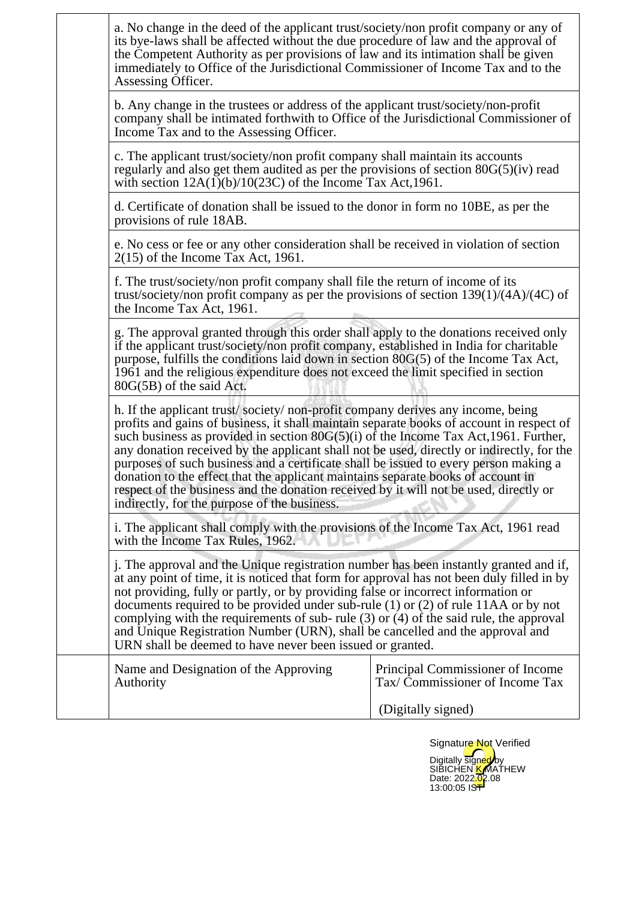| | | |
|---|---|---|
| | a. No change in the deed of the applicant trust/society/non profit company or any of its bye-laws shall be affected without the due procedure of law and the approval of the Competent Authority as per provisions of law and its intimation shall be given immediately to Office of the Jurisdictional Commissioner of Income Tax and to the Assessing Officer. | |
| | b. Any change in the trustees or address of the applicant trust/society/non-profit company shall be intimated forthwith to Office of the Jurisdictional Commissioner of Income Tax and to the Assessing Officer. | |
| | c. The applicant trust/society/non profit company shall maintain its accounts regularly and also get them audited as per the provisions of section 80G(5)(iv) read with section 12A(1)(b)/10(23C) of the Income Tax Act,1961. | |
| | d. Certificate of donation shall be issued to the donor in form no 10BE, as per the provisions of rule 18AB. | |
| | e. No cess or fee or any other consideration shall be received in violation of section 2(15) of the Income Tax Act, 1961. | |
| | f. The trust/society/non profit company shall file the return of income of its trust/society/non profit company as per the provisions of section 139(1)/(4A)/(4C) of the Income Tax Act, 1961. | |
| | g. The approval granted through this order shall apply to the donations received only if the applicant trust/society/non profit company, established in India for charitable purpose, fulfills the conditions laid down in section 80G(5) of the Income Tax Act, 1961 and the religious expenditure does not exceed the limit specified in section 80G(5B) of the said Act. | |
| | h. If the applicant trust/ society/ non-profit company derives any income, being profits and gains of business, it shall maintain separate books of account in respect of such business as provided in section 80G(5)(i) of the Income Tax Act,1961. Further, any donation received by the applicant shall not be used, directly or indirectly, for the purposes of such business and a certificate shall be issued to every person making a donation to the effect that the applicant maintains separate books of account in respect of the business and the donation received by it will not be used, directly or indirectly, for the purpose of the business. | |
| | i. The applicant shall comply with the provisions of the Income Tax Act, 1961 read with the Income Tax Rules, 1962. | |
| | j. The approval and the Unique registration number has been instantly granted and if, at any point of time, it is noticed that form for approval has not been duly filled in by not providing, fully or partly, or by providing false or incorrect information or documents required to be provided under sub-rule (1) or (2) of rule 11AA or by not complying with the requirements of sub- rule (3) or (4) of the said rule, the approval and Unique Registration Number (URN), shall be cancelled and the approval and URN shall be deemed to have never been issued or granted. | |
| | Name and Designation of the Approving Authority | Principal Commissioner of Income Tax/ Commissioner of Income Tax |
| | | (Digitally signed) |

Signature Not Verified

Digitally signed by SIBICHEN K MATHEW
Date: 2022.02.08 13:00:05 IST